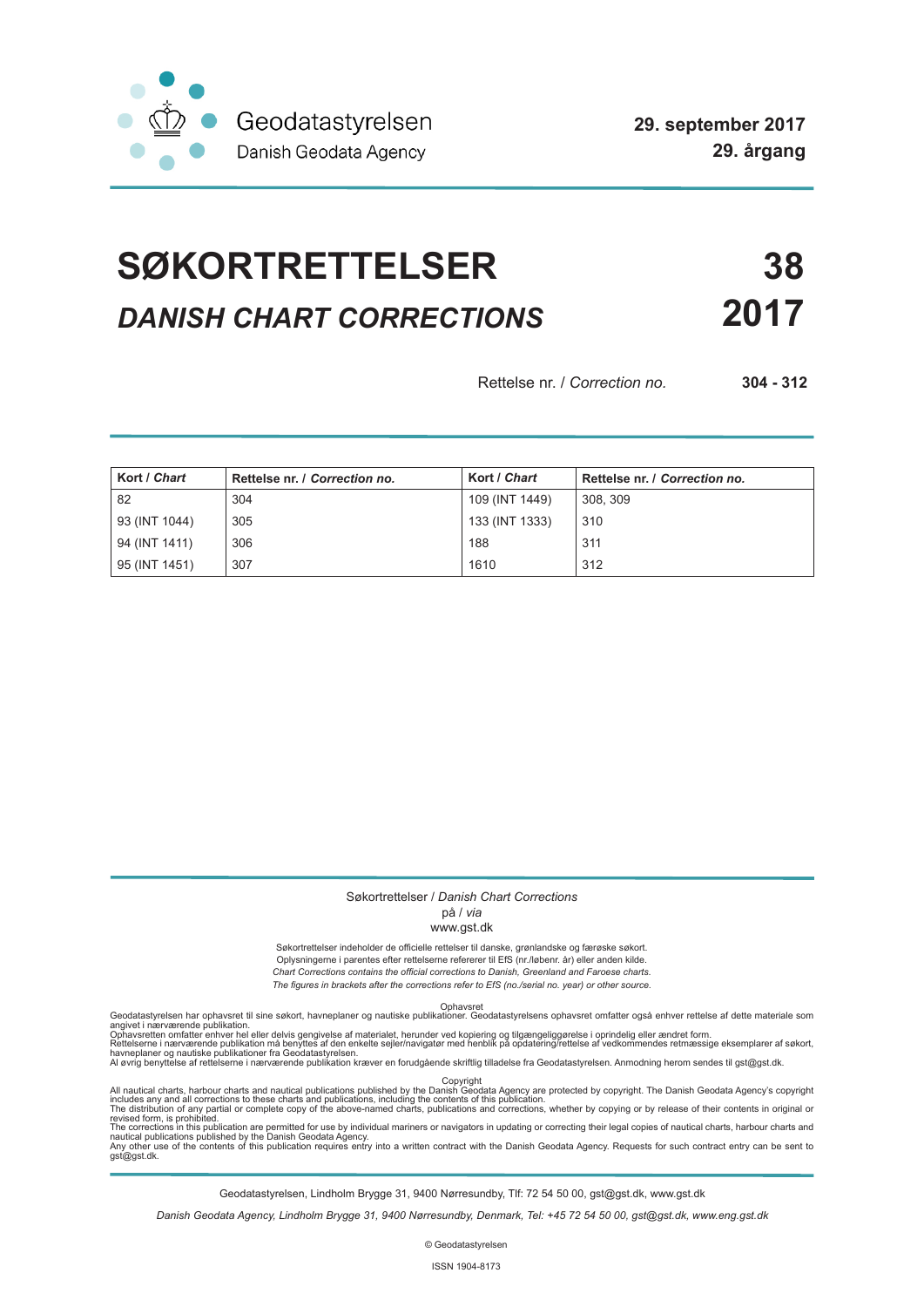Geodatastyrelsen
Danish Geodata Agency

**29. september 2017**
**29. årgang**

# SØKORTRETTELSER **38**
## *DANISH CHART CORRECTIONS* **2017**

Rettelse nr. / *Correction no.* **304 - 312**

| **Kort** / ***Chart*** | **Rettelse nr.** / ***Correction no.*** | **Kort** / ***Chart*** | **Rettelse nr.** / ***Correction no.*** |
|---|---|---|---|
| 82 | 304 | 109 (INT 1449) | 308, 309 |
| 93 (INT 1044) | 305 | 133 (INT 1333) | 310 |
| 94 (INT 1411) | 306 | 188 | 311 |
| 95 (INT 1451) | 307 | 1610 | 312 |

Søkortrettelser / *Danish Chart Corrections*
på / *via*
www.gst.dk

Søkortrettelser indeholder de officielle rettelser til danske, grønlandske og færøske søkort.
Oplysningerne i parentes efter rettelserne refererer til EfS (nr./løbenr. år) eller anden kilde.
*Chart Corrections contains the official corrections to Danish, Greenland and Faroese charts.*
*The figures in brackets after the corrections refer to EfS (no./serial no. year) or other source.*

Ophavsret
Geodatastyrelsen har ophavsret til sine søkort, havneplaner og nautiske publikationer. Geodatastyrelsens ophavsret omfatter også enhver rettelse af dette materiale som angivet i nærværende publikation.
Ophavsretten omfatter enhver hel eller delvis gengivelse af materialet, herunder ved kopiering og tilgængeliggørelse i oprindelig eller ændret form.
Rettelserne i nærværende publikation må benyttes af den enkelte sejler/navigatør med henblik på opdatering/rettelse af vedkommendes retmæssige eksemplarer af søkort, havneplaner og nautiske publikationer fra Geodatastyrelsen.
Al øvrig benyttelse af rettelserne i nærværende publikation kræver en forudgående skriftlig tilladelse fra Geodatastyrelsen. Anmodning herom sendes til gst@gst.dk.

Copyright
All nautical charts, harbour charts and nautical publications published by the Danish Geodata Agency are protected by copyright. The Danish Geodata Agency's copyright includes any and all corrections to these charts and publications, including the contents of this publication.
The distribution of any partial or complete copy of the above-named charts, publications and corrections, whether by copying or by release of their contents in original or revised form, is prohibited.
The corrections in this publication are permitted for use by individual mariners or navigators in updating or correcting their legal copies of nautical charts, harbour charts and nautical publications published by the Danish Geodata Agency.
Any other use of the contents of this publication requires entry into a written contract with the Danish Geodata Agency. Requests for such contract entry can be sent to gst@gst.dk.

Geodatastyrelsen, Lindholm Brygge 31, 9400 Nørresundby, Tlf: 72 54 50 00, gst@gst.dk, www.gst.dk

*Danish Geodata Agency, Lindholm Brygge 31, 9400 Nørresundby, Denmark, Tel: +45 72 54 50 00, gst@gst.dk, www.eng.gst.dk*

© Geodatastyrelsen

ISSN 1904-8173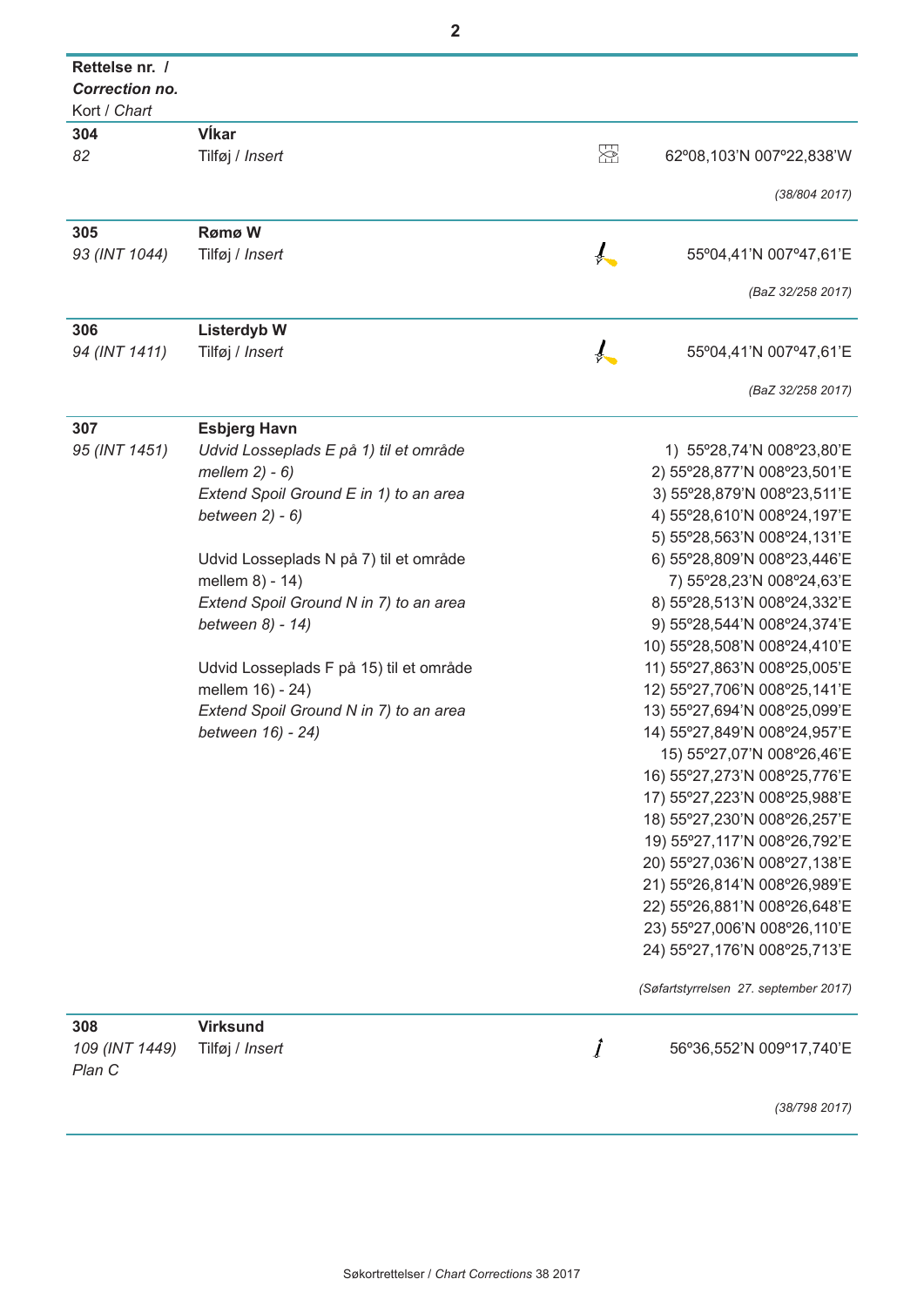| Rettelse nr. / *Correction no.* Kort / *Chart* | | | |
|---|---|---|---|
| **304** *82* | **VÍkar** Tilføj / *Insert* | | 62º08,103'N 007º22,838'W *(38/804 2017)* |
| **305** *93 (INT 1044)* | **Rømø W** Tilføj / *Insert* | | 55º04,41'N 007º47,61'E *(BaZ 32/258 2017)* |
| **306** *94 (INT 1411)* | **Listerdyb W** Tilføj / *Insert* | | 55º04,41'N 007º47,61'E *(BaZ 32/258 2017)* |
| **307** *95 (INT 1451)* | **Esbjerg Havn** *Udvid Losseplads E på 1) til et område mellem 2) - 6)* *Extend Spoil Ground E in 1) to an area between 2) - 6)* Udvid Losseplads N på 7) til et område mellem 8) - 14) *Extend Spoil Ground N in 7) to an area between 8) - 14)* Udvid Losseplads F på 15) til et område mellem 16) - 24) *Extend Spoil Ground N in 7) to an area between 16) - 24)* | | 1) 55º28,74'N 008º23,80'E 2) 55º28,877'N 008º23,501'E 3) 55º28,879'N 008º23,511'E 4) 55º28,610'N 008º24,197'E 5) 55º28,563'N 008º24,131'E 6) 55º28,809'N 008º23,446'E 7) 55º28,23'N 008º24,63'E 8) 55º28,513'N 008º24,332'E 9) 55º28,544'N 008º24,374'E 10) 55º28,508'N 008º24,410'E 11) 55º27,863'N 008º25,005'E 12) 55º27,706'N 008º25,141'E 13) 55º27,694'N 008º25,099'E 14) 55º27,849'N 008º24,957'E 15) 55º27,07'N 008º26,46'E 16) 55º27,273'N 008º25,776'E 17) 55º27,223'N 008º25,988'E 18) 55º27,230'N 008º26,257'E 19) 55º27,117'N 008º26,792'E 20) 55º27,036'N 008º27,138'E 21) 55º26,814'N 008º26,989'E 22) 55º26,881'N 008º26,648'E 23) 55º27,006'N 008º26,110'E 24) 55º27,176'N 008º25,713'E *(Søfartstyrrelsen 27. september 2017)* |
| **308** *109 (INT 1449) Plan C* | **Virksund** Tilføj / *Insert* | | 56º36,552'N 009º17,740'E *(38/798 2017)* |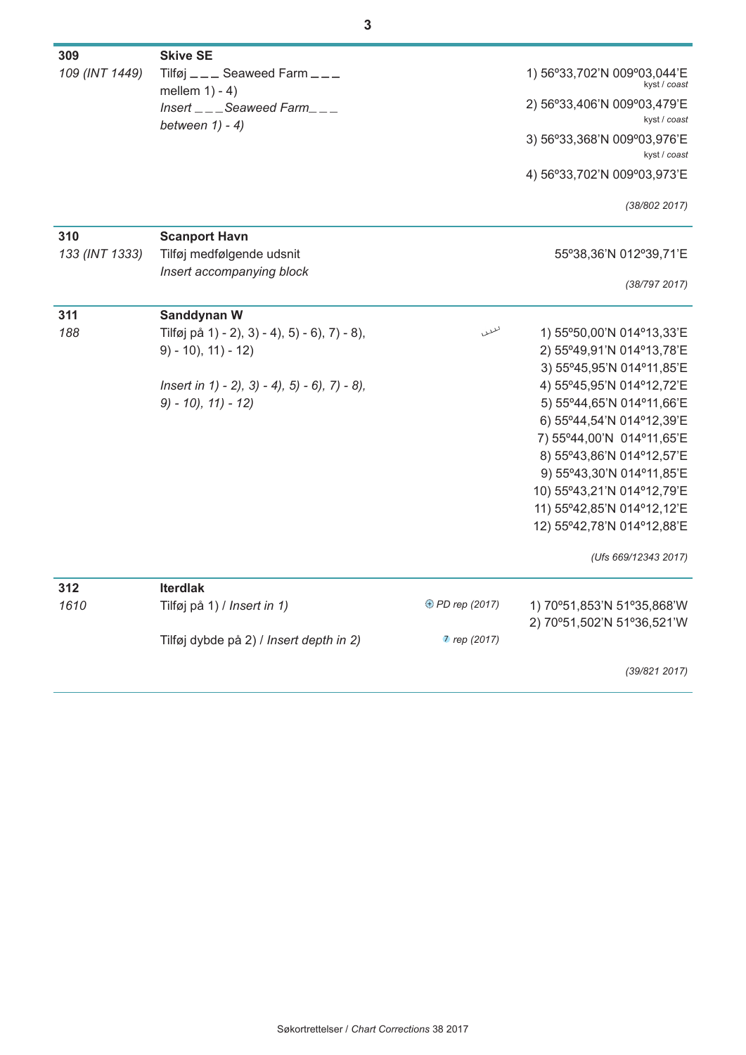| | | | |
|---|---|---|---|
| **309** | **Skive SE** | | |
| *109 (INT 1449)* | Tilføj _ _ _ Seaweed Farm _ _ _ mellem 1) - 4)<br>*Insert _ _ _Seaweed Farm_ _ _ between 1) - 4)* | | 1) 56°33,702'N 009°03,044'E kyst / *coast*<br>2) 56°33,406'N 009°03,479'E kyst / *coast*<br>3) 56°33,368'N 009°03,976'E kyst / *coast*<br>4) 56°33,702'N 009°03,973'E<br><br>*(38/802 2017)* |
| **310** | **Scanport Havn** | | |
| *133 (INT 1333)* | Tilføj medfølgende udsnit<br>*Insert accompanying block* | | 55°38,36'N 012°39,71'E<br><br>*(38/797 2017)* |
| **311** | **Sanddynan W** | | |
| *188* | Tilføj på 1) - 2), 3) - 4), 5) - 6), 7) - 8), 9) - 10), 11) - 12)<br><br>*Insert in 1) - 2), 3) - 4), 5) - 6), 7) - 8), 9) - 10), 11) - 12)* | | 1) 55°50,00'N 014°13,33'E<br>2) 55°49,91'N 014°13,78'E<br>3) 55°45,95'N 014°11,85'E<br>4) 55°45,95'N 014°12,72'E<br>5) 55°44,65'N 014°11,66'E<br>6) 55°44,54'N 014°12,39'E<br>7) 55°44,00'N 014°11,65'E<br>8) 55°43,86'N 014°12,57'E<br>9) 55°43,30'N 014°11,85'E<br>10) 55°43,21'N 014°12,79'E<br>11) 55°42,85'N 014°12,12'E<br>12) 55°42,78'N 014°12,88'E<br><br>*(Ufs 669/12343 2017)* |
| **312** | **Iterdlak** | | |
| *1610* | Tilføj på 1) / *Insert in 1)*<br><br>Tilføj dybde på 2) / *Insert depth in 2)* | *PD rep (2017)*<br><br>7 *rep (2017)* | 1) 70°51,853'N 51°35,868'W<br>2) 70°51,502'N 51°36,521'W<br><br>*(39/821 2017)* |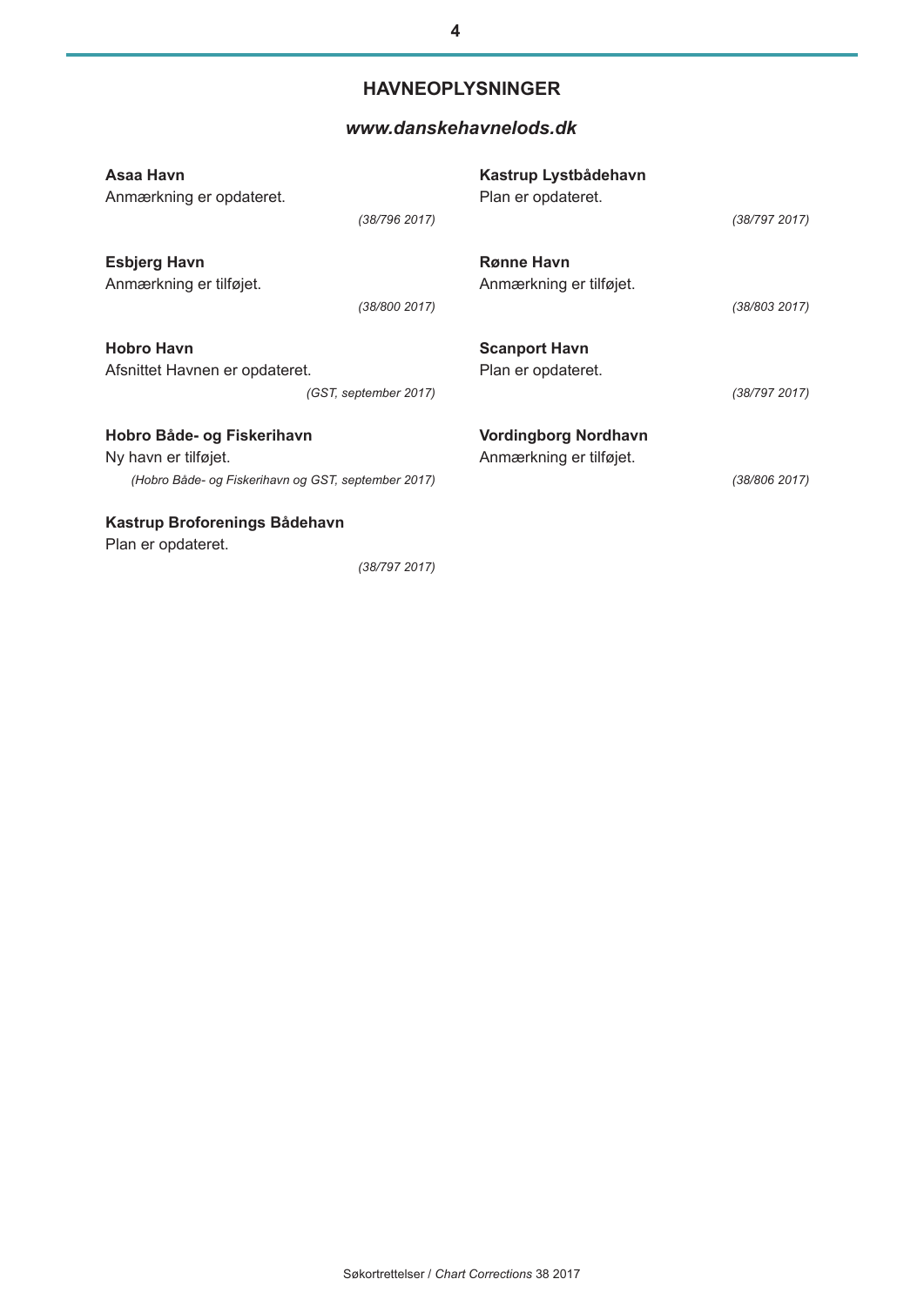## HAVNEOPLYSNINGER

### *www.danskehavnelods.dk*

**Asaa Havn**
Anmærkning er opdateret.
*(38/796 2017)*

**Esbjerg Havn**
Anmærkning er tilføjet.
*(38/800 2017)*

**Hobro Havn**
Afsnittet Havnen er opdateret.
*(GST, september 2017)*

**Hobro Både- og Fiskerihavn**
Ny havn er tilføjet.
*(Hobro Både- og Fiskerihavn og GST, september 2017)*

**Kastrup Broforenings Bådehavn**
Plan er opdateret.
*(38/797 2017)*

**Kastrup Lystbådehavn**
Plan er opdateret.
*(38/797 2017)*

**Rønne Havn**
Anmærkning er tilføjet.
*(38/803 2017)*

**Scanport Havn**
Plan er opdateret.
*(38/797 2017)*

**Vordingborg Nordhavn**
Anmærkning er tilføjet.
*(38/806 2017)*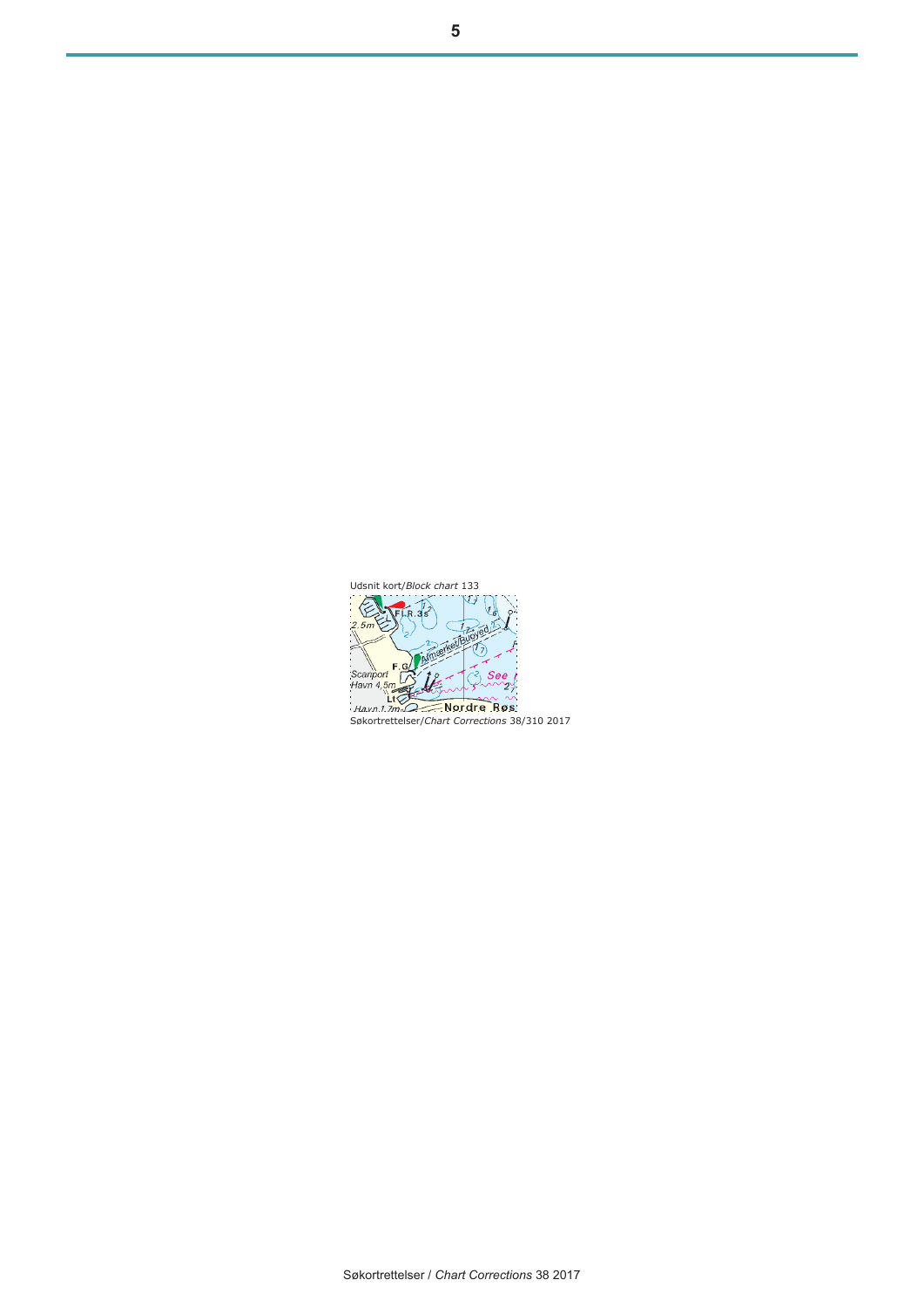Udsnit kort/*Block chart* 133

Fl.R.3s

2.5m

Afmærket/Buoyed

F.G

Scanport Havn 4.5m

See

Lt

Havn 1.7m

Nordre Røs

Søkortrettelser/*Chart Corrections* 38/310 2017